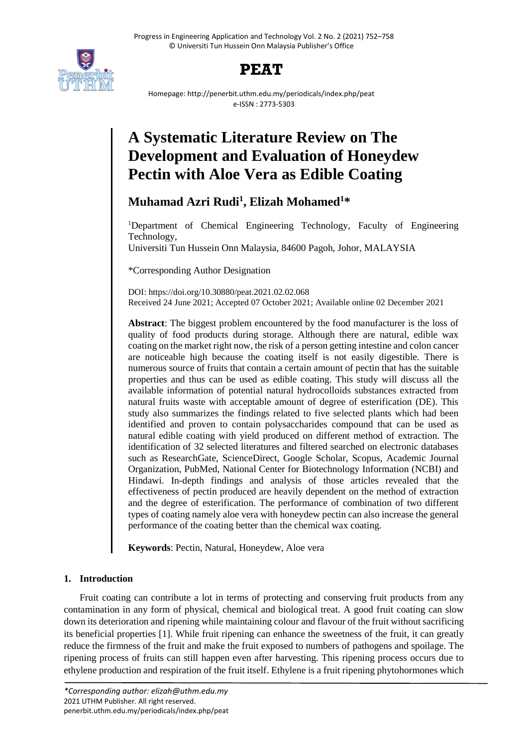# A Systematic Literature Review on The Development and Evaluation of Honeydew Pectin with Aloe Vera as Edible Coating

**Muhamad Azri Rudi[1], Elizah Mohamed[1]***

[1]Department of Chemical Engineering Technology, Faculty of Engineering Technology,
Universiti Tun Hussein Onn Malaysia, 84600 Pagoh, Johor, MALAYSIA

*Corresponding Author Designation

DOI: https://doi.org/10.30880/peat.2021.02.02.068
Received 24 June 2021; Accepted 07 October 2021; Available online 02 December 2021

**Abstract**: The biggest problem encountered by the food manufacturer is the loss of quality of food products during storage. Although there are natural, edible wax coating on the market right now, the risk of a person getting intestine and colon cancer are noticeable high because the coating itself is not easily digestible. There is numerous source of fruits that contain a certain amount of pectin that has the suitable properties and thus can be used as edible coating. This study will discuss all the available information of potential natural hydrocolloids substances extracted from natural fruits waste with acceptable amount of degree of esterification (DE). This study also summarizes the findings related to five selected plants which had been identified and proven to contain polysaccharides compound that can be used as natural edible coating with yield produced on different method of extraction. The identification of 32 selected literatures and filtered searched on electronic databases such as ResearchGate, ScienceDirect, Google Scholar, Scopus, Academic Journal Organization, PubMed, National Center for Biotechnology Information (NCBI) and Hindawi. In-depth findings and analysis of those articles revealed that the effectiveness of pectin produced are heavily dependent on the method of extraction and the degree of esterification. The performance of combination of two different types of coating namely aloe vera with honeydew pectin can also increase the general performance of the coating better than the chemical wax coating.

**Keywords**: Pectin, Natural, Honeydew, Aloe vera

## 1. Introduction

Fruit coating can contribute a lot in terms of protecting and conserving fruit products from any contamination in any form of physical, chemical and biological treat. A good fruit coating can slow down its deterioration and ripening while maintaining colour and flavour of the fruit without sacrificing its beneficial properties [1]. While fruit ripening can enhance the sweetness of the fruit, it can greatly reduce the firmness of the fruit and make the fruit exposed to numbers of pathogens and spoilage. The ripening process of fruits can still happen even after harvesting. This ripening process occurs due to ethylene production and respiration of the fruit itself. Ethylene is a fruit ripening phytohormones which

*Corresponding author: elizah@uthm.edu.my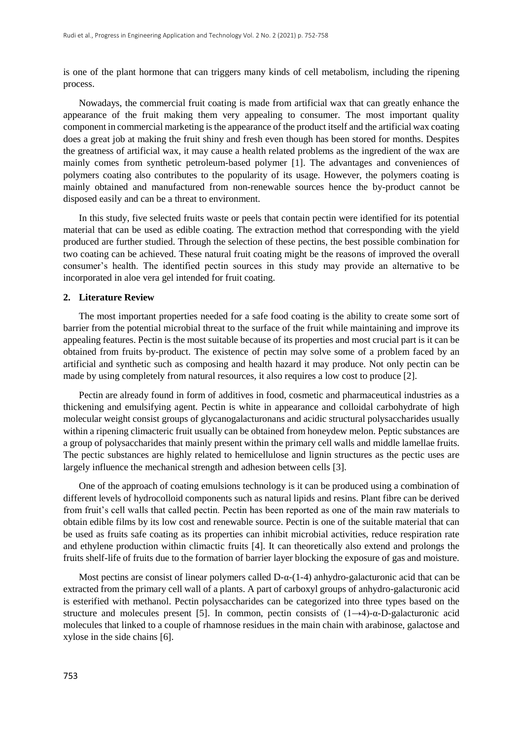is one of the plant hormone that can triggers many kinds of cell metabolism, including the ripening process.

Nowadays, the commercial fruit coating is made from artificial wax that can greatly enhance the appearance of the fruit making them very appealing to consumer. The most important quality component in commercial marketing is the appearance of the product itself and the artificial wax coating does a great job at making the fruit shiny and fresh even though has been stored for months. Despites the greatness of artificial wax, it may cause a health related problems as the ingredient of the wax are mainly comes from synthetic petroleum-based polymer [1]. The advantages and conveniences of polymers coating also contributes to the popularity of its usage. However, the polymers coating is mainly obtained and manufactured from non-renewable sources hence the by-product cannot be disposed easily and can be a threat to environment.

In this study, five selected fruits waste or peels that contain pectin were identified for its potential material that can be used as edible coating. The extraction method that corresponding with the yield produced are further studied. Through the selection of these pectins, the best possible combination for two coating can be achieved. These natural fruit coating might be the reasons of improved the overall consumer's health. The identified pectin sources in this study may provide an alternative to be incorporated in aloe vera gel intended for fruit coating.

## 2. Literature Review

The most important properties needed for a safe food coating is the ability to create some sort of barrier from the potential microbial threat to the surface of the fruit while maintaining and improve its appealing features. Pectin is the most suitable because of its properties and most crucial part is it can be obtained from fruits by-product. The existence of pectin may solve some of a problem faced by an artificial and synthetic such as composing and health hazard it may produce. Not only pectin can be made by using completely from natural resources, it also requires a low cost to produce [2].

Pectin are already found in form of additives in food, cosmetic and pharmaceutical industries as a thickening and emulsifying agent. Pectin is white in appearance and colloidal carbohydrate of high molecular weight consist groups of glycanogalacturonans and acidic structural polysaccharides usually within a ripening climacteric fruit usually can be obtained from honeydew melon. Peptic substances are a group of polysaccharides that mainly present within the primary cell walls and middle lamellae fruits. The pectic substances are highly related to hemicellulose and lignin structures as the pectic uses are largely influence the mechanical strength and adhesion between cells [3].

One of the approach of coating emulsions technology is it can be produced using a combination of different levels of hydrocolloid components such as natural lipids and resins. Plant fibre can be derived from fruit's cell walls that called pectin. Pectin has been reported as one of the main raw materials to obtain edible films by its low cost and renewable source. Pectin is one of the suitable material that can be used as fruits safe coating as its properties can inhibit microbial activities, reduce respiration rate and ethylene production within climactic fruits [4]. It can theoretically also extend and prolongs the fruits shelf-life of fruits due to the formation of barrier layer blocking the exposure of gas and moisture.

Most pectins are consist of linear polymers called D-α-(1-4) anhydro-galacturonic acid that can be extracted from the primary cell wall of a plants. A part of carboxyl groups of anhydro-galacturonic acid is esterified with methanol. Pectin polysaccharides can be categorized into three types based on the structure and molecules present [5]. In common, pectin consists of (1→4)-α-D-galacturonic acid molecules that linked to a couple of rhamnose residues in the main chain with arabinose, galactose and xylose in the side chains [6].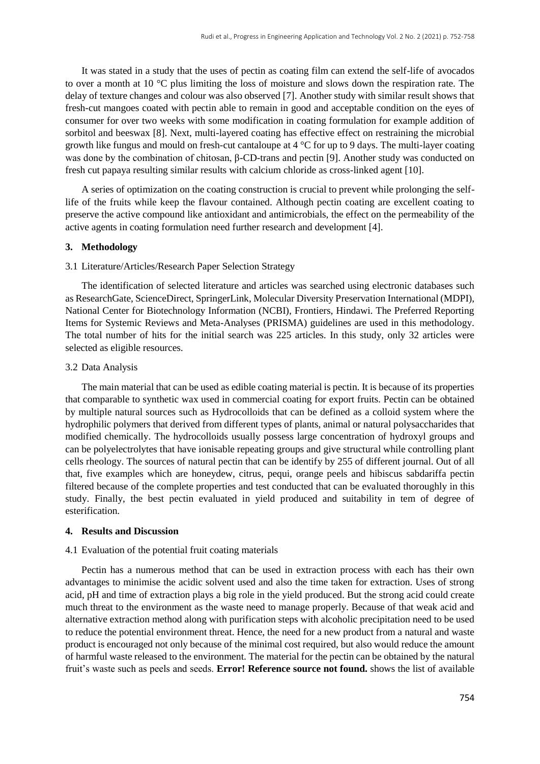It was stated in a study that the uses of pectin as coating film can extend the self-life of avocados to over a month at 10 °C plus limiting the loss of moisture and slows down the respiration rate. The delay of texture changes and colour was also observed [7]. Another study with similar result shows that fresh-cut mangoes coated with pectin able to remain in good and acceptable condition on the eyes of consumer for over two weeks with some modification in coating formulation for example addition of sorbitol and beeswax [8]. Next, multi-layered coating has effective effect on restraining the microbial growth like fungus and mould on fresh-cut cantaloupe at 4 °C for up to 9 days. The multi-layer coating was done by the combination of chitosan, β-CD-trans and pectin [9]. Another study was conducted on fresh cut papaya resulting similar results with calcium chloride as cross-linked agent [10].

A series of optimization on the coating construction is crucial to prevent while prolonging the self-life of the fruits while keep the flavour contained. Although pectin coating are excellent coating to preserve the active compound like antioxidant and antimicrobials, the effect on the permeability of the active agents in coating formulation need further research and development [4].

## 3. Methodology

### 3.1 Literature/Articles/Research Paper Selection Strategy

The identification of selected literature and articles was searched using electronic databases such as ResearchGate, ScienceDirect, SpringerLink, Molecular Diversity Preservation International (MDPI), National Center for Biotechnology Information (NCBI), Frontiers, Hindawi. The Preferred Reporting Items for Systemic Reviews and Meta-Analyses (PRISMA) guidelines are used in this methodology. The total number of hits for the initial search was 225 articles. In this study, only 32 articles were selected as eligible resources.

### 3.2 Data Analysis

The main material that can be used as edible coating material is pectin. It is because of its properties that comparable to synthetic wax used in commercial coating for export fruits. Pectin can be obtained by multiple natural sources such as Hydrocolloids that can be defined as a colloid system where the hydrophilic polymers that derived from different types of plants, animal or natural polysaccharides that modified chemically. The hydrocolloids usually possess large concentration of hydroxyl groups and can be polyelectrolytes that have ionisable repeating groups and give structural while controlling plant cells rheology. The sources of natural pectin that can be identify by 255 of different journal. Out of all that, five examples which are honeydew, citrus, pequi, orange peels and hibiscus sabdariffa pectin filtered because of the complete properties and test conducted that can be evaluated thoroughly in this study. Finally, the best pectin evaluated in yield produced and suitability in tem of degree of esterification.

## 4. Results and Discussion

### 4.1 Evaluation of the potential fruit coating materials

Pectin has a numerous method that can be used in extraction process with each has their own advantages to minimise the acidic solvent used and also the time taken for extraction. Uses of strong acid, pH and time of extraction plays a big role in the yield produced. But the strong acid could create much threat to the environment as the waste need to manage properly. Because of that weak acid and alternative extraction method along with purification steps with alcoholic precipitation need to be used to reduce the potential environment threat. Hence, the need for a new product from a natural and waste product is encouraged not only because of the minimal cost required, but also would reduce the amount of harmful waste released to the environment. The material for the pectin can be obtained by the natural fruit's waste such as peels and seeds. **Error! Reference source not found.** shows the list of available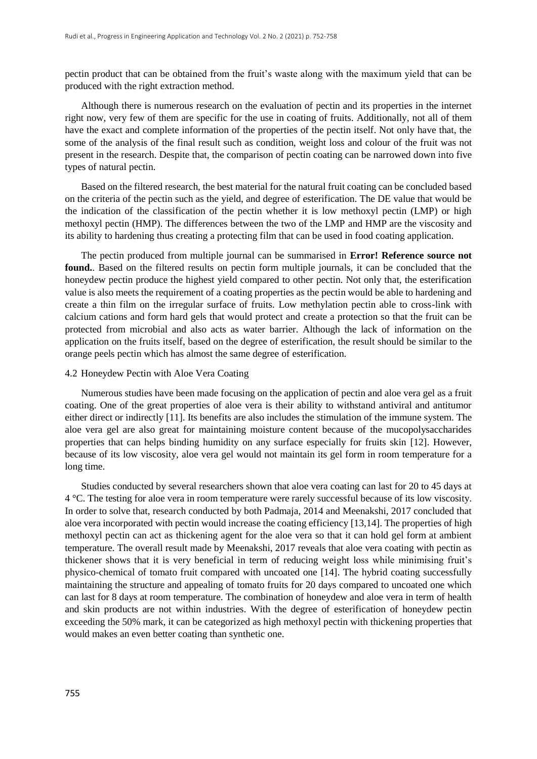pectin product that can be obtained from the fruit's waste along with the maximum yield that can be produced with the right extraction method.

Although there is numerous research on the evaluation of pectin and its properties in the internet right now, very few of them are specific for the use in coating of fruits. Additionally, not all of them have the exact and complete information of the properties of the pectin itself. Not only have that, the some of the analysis of the final result such as condition, weight loss and colour of the fruit was not present in the research. Despite that, the comparison of pectin coating can be narrowed down into five types of natural pectin.

Based on the filtered research, the best material for the natural fruit coating can be concluded based on the criteria of the pectin such as the yield, and degree of esterification. The DE value that would be the indication of the classification of the pectin whether it is low methoxyl pectin (LMP) or high methoxyl pectin (HMP). The differences between the two of the LMP and HMP are the viscosity and its ability to hardening thus creating a protecting film that can be used in food coating application.

The pectin produced from multiple journal can be summarised in **Error! Reference source not found.**. Based on the filtered results on pectin form multiple journals, it can be concluded that the honeydew pectin produce the highest yield compared to other pectin. Not only that, the esterification value is also meets the requirement of a coating properties as the pectin would be able to hardening and create a thin film on the irregular surface of fruits. Low methylation pectin able to cross-link with calcium cations and form hard gels that would protect and create a protection so that the fruit can be protected from microbial and also acts as water barrier. Although the lack of information on the application on the fruits itself, based on the degree of esterification, the result should be similar to the orange peels pectin which has almost the same degree of esterification.

### 4.2 Honeydew Pectin with Aloe Vera Coating

Numerous studies have been made focusing on the application of pectin and aloe vera gel as a fruit coating. One of the great properties of aloe vera is their ability to withstand antiviral and antitumor either direct or indirectly [11]. Its benefits are also includes the stimulation of the immune system. The aloe vera gel are also great for maintaining moisture content because of the mucopolysaccharides properties that can helps binding humidity on any surface especially for fruits skin [12]. However, because of its low viscosity, aloe vera gel would not maintain its gel form in room temperature for a long time.

Studies conducted by several researchers shown that aloe vera coating can last for 20 to 45 days at 4 °C. The testing for aloe vera in room temperature were rarely successful because of its low viscosity. In order to solve that, research conducted by both Padmaja, 2014 and Meenakshi, 2017 concluded that aloe vera incorporated with pectin would increase the coating efficiency [13,14]. The properties of high methoxyl pectin can act as thickening agent for the aloe vera so that it can hold gel form at ambient temperature. The overall result made by Meenakshi, 2017 reveals that aloe vera coating with pectin as thickener shows that it is very beneficial in term of reducing weight loss while minimising fruit's physico-chemical of tomato fruit compared with uncoated one [14]. The hybrid coating successfully maintaining the structure and appealing of tomato fruits for 20 days compared to uncoated one which can last for 8 days at room temperature. The combination of honeydew and aloe vera in term of health and skin products are not within industries. With the degree of esterification of honeydew pectin exceeding the 50% mark, it can be categorized as high methoxyl pectin with thickening properties that would makes an even better coating than synthetic one.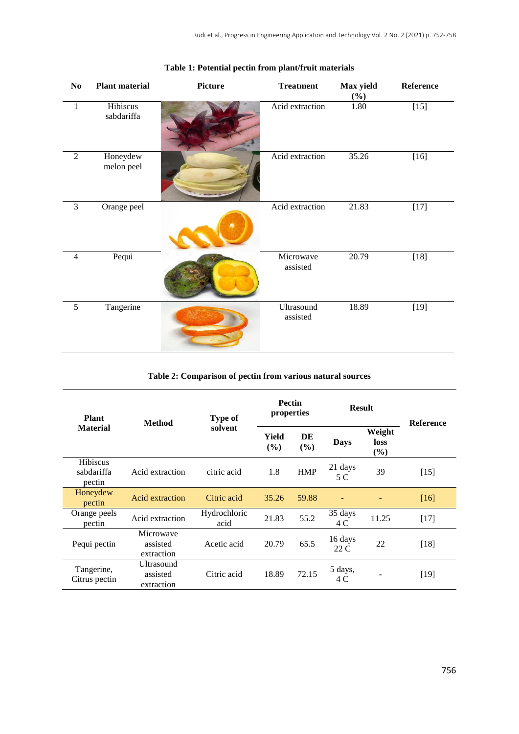**Table 1: Potential pectin from plant/fruit materials**

| No | Plant material | Picture | Treatment | Max yield (%) | Reference |
|---|---|---|---|---|---|
| 1 | Hibiscus sabdariffa | | Acid extraction | 1.80 | [15] |
| 2 | Honeydew melon peel | | Acid extraction | 35.26 | [16] |
| 3 | Orange peel | | Acid extraction | 21.83 | [17] |
| 4 | Pequi | | Microwave assisted | 20.79 | [18] |
| 5 | Tangerine | | Ultrasound assisted | 18.89 | [19] |

**Table 2: Comparison of pectin from various natural sources**

| Plant Material | Method | Type of solvent | Pectin properties | | Result | | Reference |
|---|---|---|---|---|---|---|---|
| | | | Yield (%) | DE (%) | Days | Weight loss (%) | |
| Hibiscus sabdariffa pectin | Acid extraction | citric acid | 1.8 | HMP | 21 days 5 C | 39 | [15] |
| Honeydew pectin | Acid extraction | Citric acid | 35.26 | 59.88 | - | - | [16] |
| Orange peels pectin | Acid extraction | Hydrochloric acid | 21.83 | 55.2 | 35 days 4 C | 11.25 | [17] |
| Pequi pectin | Microwave assisted extraction | Acetic acid | 20.79 | 65.5 | 16 days 22 C | 22 | [18] |
| Tangerine, Citrus pectin | Ultrasound assisted extraction | Citric acid | 18.89 | 72.15 | 5 days, 4 C | - | [19] |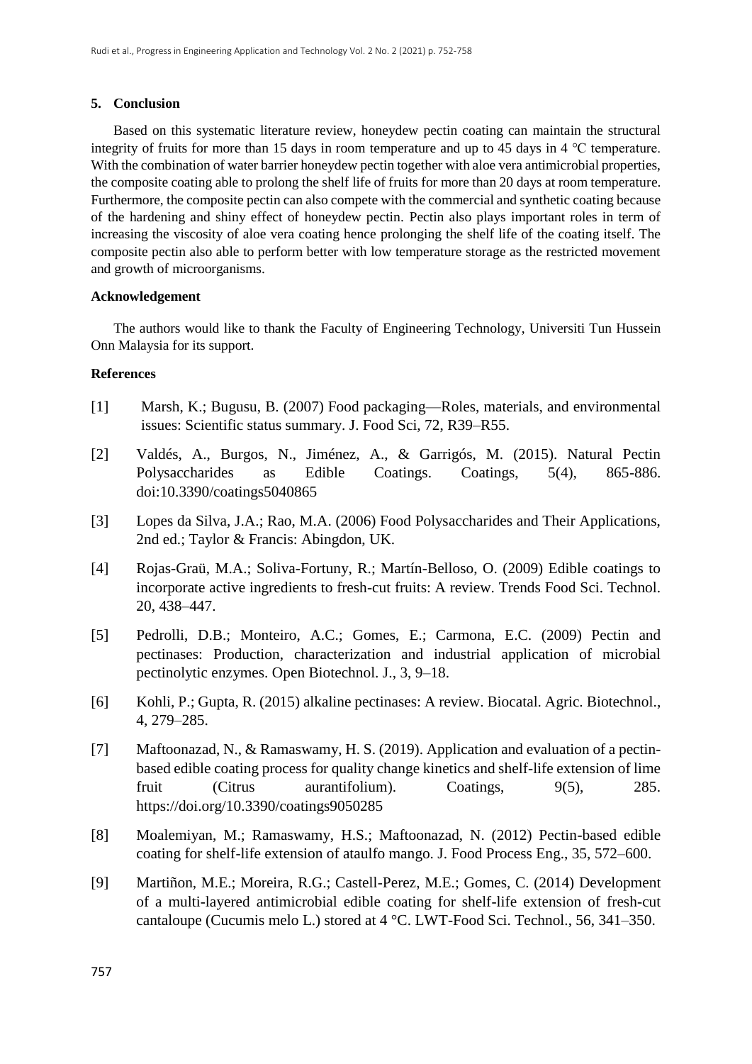## 5. Conclusion

Based on this systematic literature review, honeydew pectin coating can maintain the structural integrity of fruits for more than 15 days in room temperature and up to 45 days in 4 ℃ temperature. With the combination of water barrier honeydew pectin together with aloe vera antimicrobial properties, the composite coating able to prolong the shelf life of fruits for more than 20 days at room temperature. Furthermore, the composite pectin can also compete with the commercial and synthetic coating because of the hardening and shiny effect of honeydew pectin. Pectin also plays important roles in term of increasing the viscosity of aloe vera coating hence prolonging the shelf life of the coating itself. The composite pectin also able to perform better with low temperature storage as the restricted movement and growth of microorganisms.

## Acknowledgement

The authors would like to thank the Faculty of Engineering Technology, Universiti Tun Hussein Onn Malaysia for its support.

## References

[1] Marsh, K.; Bugusu, B. (2007) Food packaging—Roles, materials, and environmental issues: Scientific status summary. J. Food Sci, 72, R39–R55.

[2] Valdés, A., Burgos, N., Jiménez, A., & Garrigós, M. (2015). Natural Pectin Polysaccharides as Edible Coatings. Coatings, 5(4), 865-886. doi:10.3390/coatings5040865

[3] Lopes da Silva, J.A.; Rao, M.A. (2006) Food Polysaccharides and Their Applications, 2nd ed.; Taylor & Francis: Abingdon, UK.

[4] Rojas-Graü, M.A.; Soliva-Fortuny, R.; Martín-Belloso, O. (2009) Edible coatings to incorporate active ingredients to fresh-cut fruits: A review. Trends Food Sci. Technol. 20, 438–447.

[5] Pedrolli, D.B.; Monteiro, A.C.; Gomes, E.; Carmona, E.C. (2009) Pectin and pectinases: Production, characterization and industrial application of microbial pectinolytic enzymes. Open Biotechnol. J., 3, 9–18.

[6] Kohli, P.; Gupta, R. (2015) alkaline pectinases: A review. Biocatal. Agric. Biotechnol., 4, 279–285.

[7] Maftoonazad, N., & Ramaswamy, H. S. (2019). Application and evaluation of a pectin-based edible coating process for quality change kinetics and shelf-life extension of lime fruit (Citrus aurantifolium). Coatings, 9(5), 285. https://doi.org/10.3390/coatings9050285

[8] Moalemiyan, M.; Ramaswamy, H.S.; Maftoonazad, N. (2012) Pectin-based edible coating for shelf-life extension of ataulfo mango. J. Food Process Eng., 35, 572–600.

[9] Martiñon, M.E.; Moreira, R.G.; Castell-Perez, M.E.; Gomes, C. (2014) Development of a multi-layered antimicrobial edible coating for shelf-life extension of fresh-cut cantaloupe (Cucumis melo L.) stored at 4 °C. LWT-Food Sci. Technol., 56, 341–350.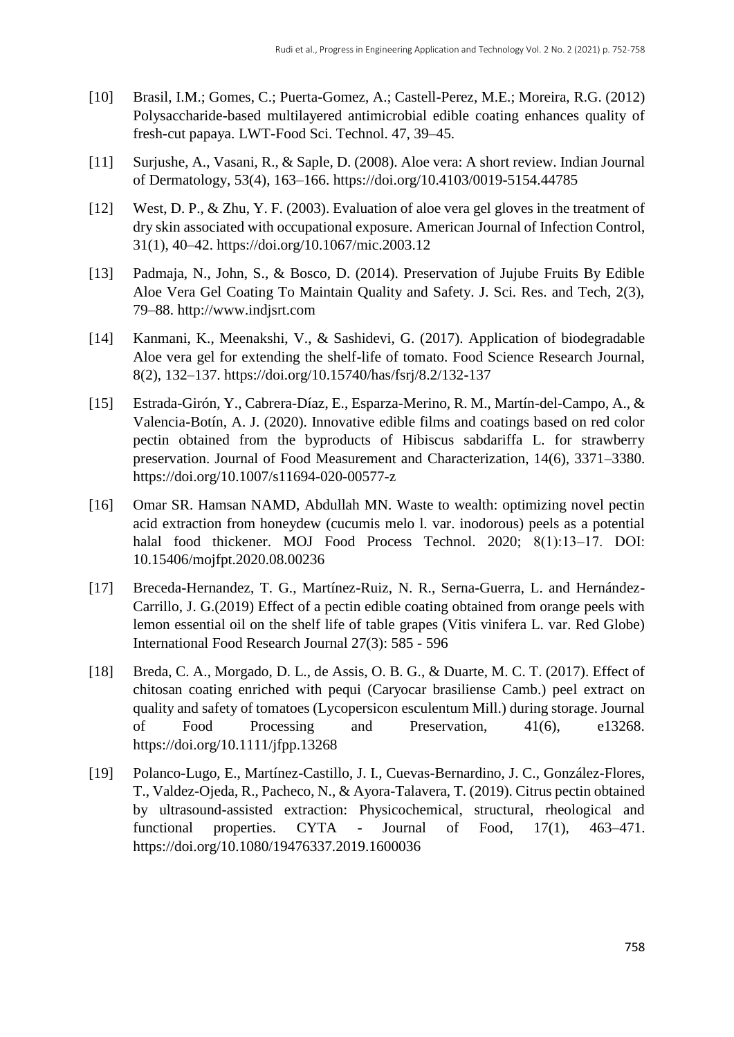[10] Brasil, I.M.; Gomes, C.; Puerta-Gomez, A.; Castell-Perez, M.E.; Moreira, R.G. (2012) Polysaccharide-based multilayered antimicrobial edible coating enhances quality of fresh-cut papaya. LWT-Food Sci. Technol. 47, 39–45.

[11] Surjushe, A., Vasani, R., & Saple, D. (2008). Aloe vera: A short review. Indian Journal of Dermatology, 53(4), 163–166. https://doi.org/10.4103/0019-5154.44785

[12] West, D. P., & Zhu, Y. F. (2003). Evaluation of aloe vera gel gloves in the treatment of dry skin associated with occupational exposure. American Journal of Infection Control, 31(1), 40–42. https://doi.org/10.1067/mic.2003.12

[13] Padmaja, N., John, S., & Bosco, D. (2014). Preservation of Jujube Fruits By Edible Aloe Vera Gel Coating To Maintain Quality and Safety. J. Sci. Res. and Tech, 2(3), 79–88. http://www.indjsrt.com

[14] Kanmani, K., Meenakshi, V., & Sashidevi, G. (2017). Application of biodegradable Aloe vera gel for extending the shelf-life of tomato. Food Science Research Journal, 8(2), 132–137. https://doi.org/10.15740/has/fsrj/8.2/132-137

[15] Estrada-Girón, Y., Cabrera-Díaz, E., Esparza-Merino, R. M., Martín-del-Campo, A., & Valencia-Botín, A. J. (2020). Innovative edible films and coatings based on red color pectin obtained from the byproducts of Hibiscus sabdariffa L. for strawberry preservation. Journal of Food Measurement and Characterization, 14(6), 3371–3380. https://doi.org/10.1007/s11694-020-00577-z

[16] Omar SR. Hamsan NAMD, Abdullah MN. Waste to wealth: optimizing novel pectin acid extraction from honeydew (cucumis melo l. var. inodorous) peels as a potential halal food thickener. MOJ Food Process Technol. 2020; 8(1):13–17. DOI: 10.15406/mojfpt.2020.08.00236

[17] Breceda-Hernandez, T. G., Martínez-Ruiz, N. R., Serna-Guerra, L. and Hernández-Carrillo, J. G.(2019) Effect of a pectin edible coating obtained from orange peels with lemon essential oil on the shelf life of table grapes (Vitis vinifera L. var. Red Globe) International Food Research Journal 27(3): 585 - 596

[18] Breda, C. A., Morgado, D. L., de Assis, O. B. G., & Duarte, M. C. T. (2017). Effect of chitosan coating enriched with pequi (Caryocar brasiliense Camb.) peel extract on quality and safety of tomatoes (Lycopersicon esculentum Mill.) during storage. Journal of Food Processing and Preservation, 41(6), e13268. https://doi.org/10.1111/jfpp.13268

[19] Polanco-Lugo, E., Martínez-Castillo, J. I., Cuevas-Bernardino, J. C., González-Flores, T., Valdez-Ojeda, R., Pacheco, N., & Ayora-Talavera, T. (2019). Citrus pectin obtained by ultrasound-assisted extraction: Physicochemical, structural, rheological and functional properties. CYTA - Journal of Food, 17(1), 463–471. https://doi.org/10.1080/19476337.2019.1600036